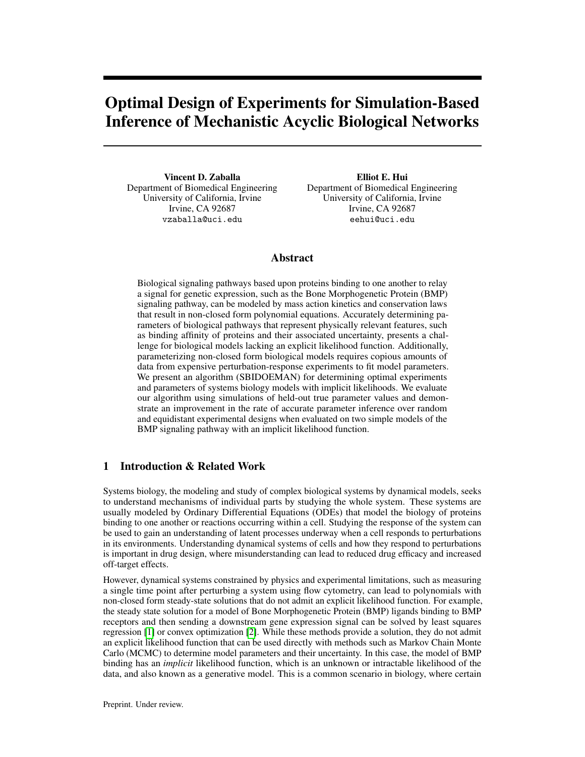# Optimal Design of Experiments for Simulation-Based Inference of Mechanistic Acyclic Biological Networks

**Vincent D. Zaballa**
Department of Biomedical Engineering
University of California, Irvine
Irvine, CA 92687
vzaballa@uci.edu

**Elliot E. Hui**
Department of Biomedical Engineering
University of California, Irvine
Irvine, CA 92687
eehui@uci.edu

## Abstract

Biological signaling pathways based upon proteins binding to one another to relay a signal for genetic expression, such as the Bone Morphogenetic Protein (BMP) signaling pathway, can be modeled by mass action kinetics and conservation laws that result in non-closed form polynomial equations. Accurately determining parameters of biological pathways that represent physically relevant features, such as binding affinity of proteins and their associated uncertainty, presents a challenge for biological models lacking an explicit likelihood function. Additionally, parameterizing non-closed form biological models requires copious amounts of data from expensive perturbation-response experiments to fit model parameters. We present an algorithm (SBIDOEMAN) for determining optimal experiments and parameters of systems biology models with implicit likelihoods. We evaluate our algorithm using simulations of held-out true parameter values and demonstrate an improvement in the rate of accurate parameter inference over random and equidistant experimental designs when evaluated on two simple models of the BMP signaling pathway with an implicit likelihood function.

## 1 Introduction & Related Work

Systems biology, the modeling and study of complex biological systems by dynamical models, seeks to understand mechanisms of individual parts by studying the whole system. These systems are usually modeled by Ordinary Differential Equations (ODEs) that model the biology of proteins binding to one another or reactions occurring within a cell. Studying the response of the system can be used to gain an understanding of latent processes underway when a cell responds to perturbations in its environments. Understanding dynamical systems of cells and how they respond to perturbations is important in drug design, where misunderstanding can lead to reduced drug efficacy and increased off-target effects.

However, dynamical systems constrained by physics and experimental limitations, such as measuring a single time point after perturbing a system using flow cytometry, can lead to polynomials with non-closed form steady-state solutions that do not admit an explicit likelihood function. For example, the steady state solution for a model of Bone Morphogenetic Protein (BMP) ligands binding to BMP receptors and then sending a downstream gene expression signal can be solved by least squares regression [1] or convex optimization [2]. While these methods provide a solution, they do not admit an explicit likelihood function that can be used directly with methods such as Markov Chain Monte Carlo (MCMC) to determine model parameters and their uncertainty. In this case, the model of BMP binding has an *implicit* likelihood function, which is an unknown or intractable likelihood of the data, and also known as a generative model. This is a common scenario in biology, where certain

Preprint. Under review.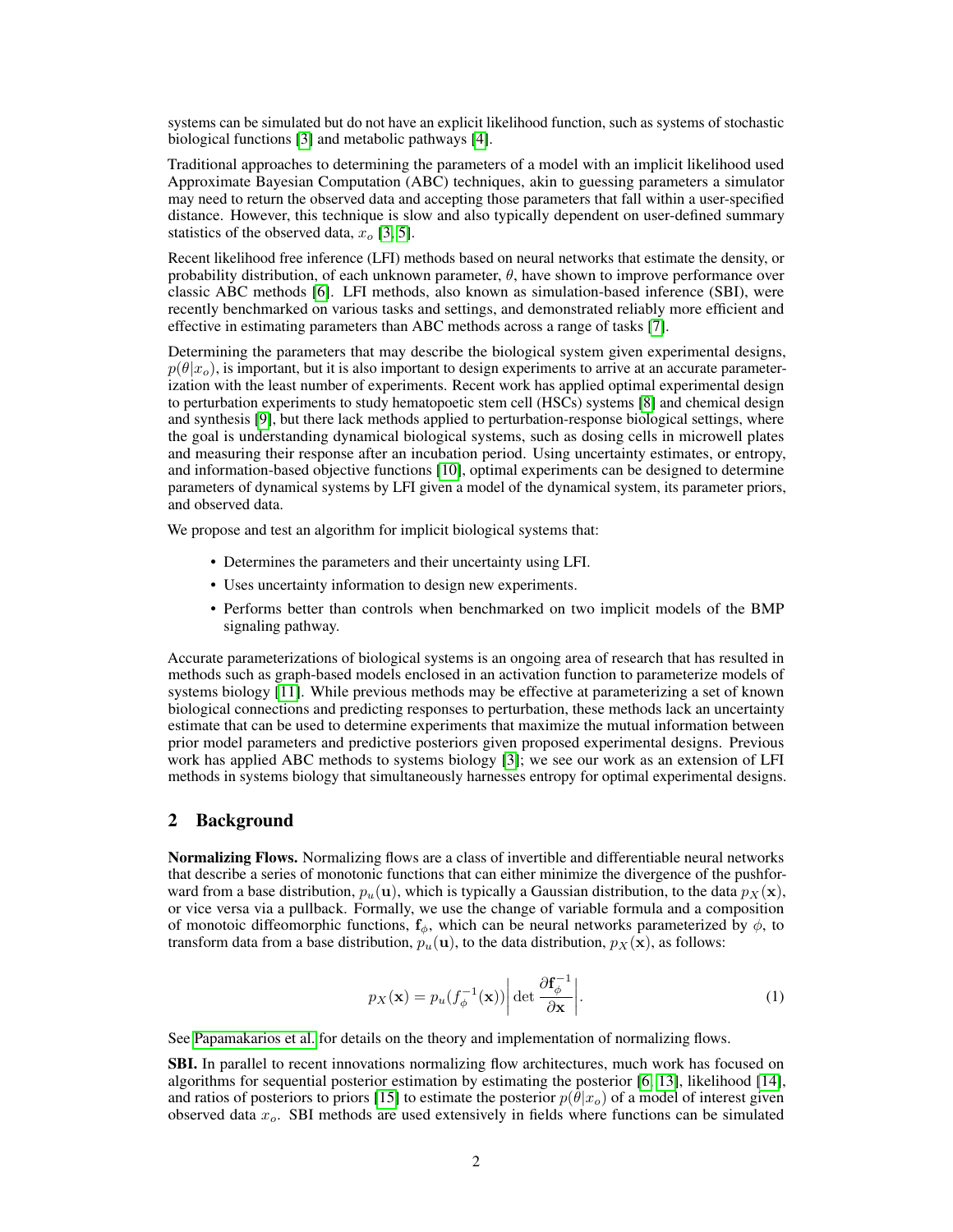systems can be simulated but do not have an explicit likelihood function, such as systems of stochastic biological functions [3] and metabolic pathways [4].

Traditional approaches to determining the parameters of a model with an implicit likelihood used Approximate Bayesian Computation (ABC) techniques, akin to guessing parameters a simulator may need to return the observed data and accepting those parameters that fall within a user-specified distance. However, this technique is slow and also typically dependent on user-defined summary statistics of the observed data, $x_o$ [3, 5].

Recent likelihood free inference (LFI) methods based on neural networks that estimate the density, or probability distribution, of each unknown parameter, $\theta$, have shown to improve performance over classic ABC methods [6]. LFI methods, also known as simulation-based inference (SBI), were recently benchmarked on various tasks and settings, and demonstrated reliably more efficient and effective in estimating parameters than ABC methods across a range of tasks [7].

Determining the parameters that may describe the biological system given experimental designs, $p(\theta|x_o)$, is important, but it is also important to design experiments to arrive at an accurate parameterization with the least number of experiments. Recent work has applied optimal experimental design to perturbation experiments to study hematopoetic stem cell (HSCs) systems [8] and chemical design and synthesis [9], but there lack methods applied to perturbation-response biological settings, where the goal is understanding dynamical biological systems, such as dosing cells in microwell plates and measuring their response after an incubation period. Using uncertainty estimates, or entropy, and information-based objective functions [10], optimal experiments can be designed to determine parameters of dynamical systems by LFI given a model of the dynamical system, its parameter priors, and observed data.

We propose and test an algorithm for implicit biological systems that:

- Determines the parameters and their uncertainty using LFI.
- Uses uncertainty information to design new experiments.
- Performs better than controls when benchmarked on two implicit models of the BMP signaling pathway.

Accurate parameterizations of biological systems is an ongoing area of research that has resulted in methods such as graph-based models enclosed in an activation function to parameterize models of systems biology [11]. While previous methods may be effective at parameterizing a set of known biological connections and predicting responses to perturbation, these methods lack an uncertainty estimate that can be used to determine experiments that maximize the mutual information between prior model parameters and predictive posteriors given proposed experimental designs. Previous work has applied ABC methods to systems biology [3]; we see our work as an extension of LFI methods in systems biology that simultaneously harnesses entropy for optimal experimental designs.

## 2 Background

**Normalizing Flows.** Normalizing flows are a class of invertible and differentiable neural networks that describe a series of monotonic functions that can either minimize the divergence of the pushforward from a base distribution, $p_u(\mathbf{u})$, which is typically a Gaussian distribution, to the data $p_X(\mathbf{x})$, or vice versa via a pullback. Formally, we use the change of variable formula and a composition of monotoic diffeomorphic functions, $\mathbf{f}_\phi$, which can be neural networks parameterized by $\phi$, to transform data from a base distribution, $p_u(\mathbf{u})$, to the data distribution, $p_X(\mathbf{x})$, as follows:

$$p_X(\mathbf{x}) = p_u(f_\phi^{-1}(\mathbf{x}))\left|\det\frac{\partial \mathbf{f}_\phi^{-1}}{\partial \mathbf{x}}\right|. \tag{1}$$

See Papamakarios et al. for details on the theory and implementation of normalizing flows.

**SBI.** In parallel to recent innovations normalizing flow architectures, much work has focused on algorithms for sequential posterior estimation by estimating the posterior [6, 13], likelihood [14], and ratios of posteriors to priors [15] to estimate the posterior $p(\theta|x_o)$ of a model of interest given observed data $x_o$. SBI methods are used extensively in fields where functions can be simulated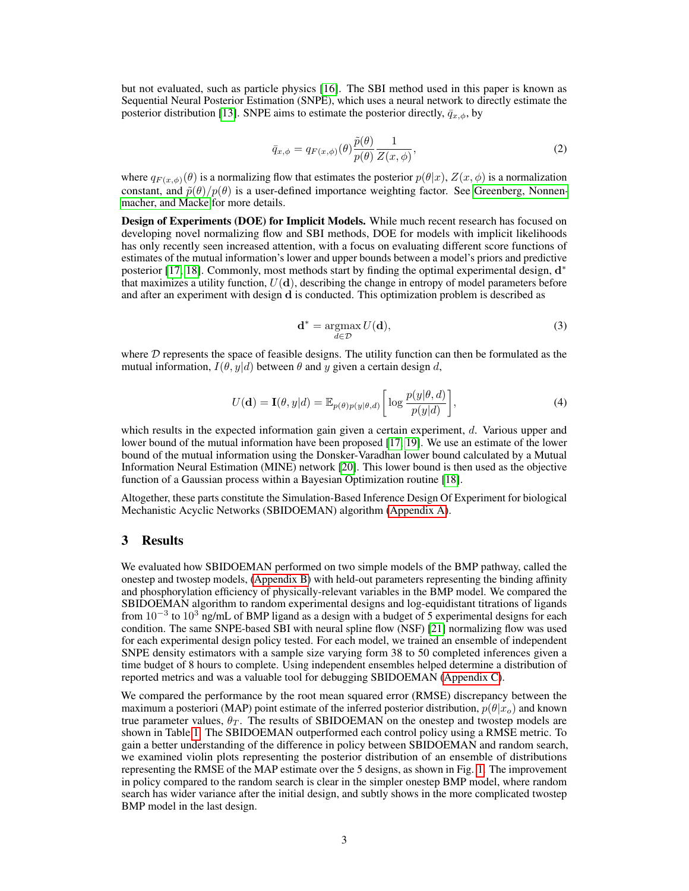but not evaluated, such as particle physics [16]. The SBI method used in this paper is known as Sequential Neural Posterior Estimation (SNPE), which uses a neural network to directly estimate the posterior distribution [13]. SNPE aims to estimate the posterior directly, $\bar{q}_{x,\phi}$, by

$$\bar{q}_{x,\phi} = q_{F(x,\phi)}(\theta)\frac{\tilde{p}(\theta)}{p(\theta)}\frac{1}{Z(x,\phi)}, \tag{2}$$

where $q_{F(x,\phi)}(\theta)$ is a normalizing flow that estimates the posterior $p(\theta|x)$, $Z(x,\phi)$ is a normalization constant, and $\tilde{p}(\theta)/p(\theta)$ is a user-defined importance weighting factor. See Greenberg, Nonnenmacher, and Macke for more details.

**Design of Experiments (DOE) for Implicit Models.** While much recent research has focused on developing novel normalizing flow and SBI methods, DOE for models with implicit likelihoods has only recently seen increased attention, with a focus on evaluating different score functions of estimates of the mutual information's lower and upper bounds between a model's priors and predictive posterior [17, 18]. Commonly, most methods start by finding the optimal experimental design, $\mathbf{d}^*$ that maximizes a utility function, $U(\mathbf{d})$, describing the change in entropy of model parameters before and after an experiment with design $\mathbf{d}$ is conducted. This optimization problem is described as

$$\mathbf{d}^* = \underset{d \in \mathcal{D}}{\operatorname{argmax}}\, U(\mathbf{d}), \tag{3}$$

where $\mathcal{D}$ represents the space of feasible designs. The utility function can then be formulated as the mutual information, $I(\theta, y|d)$ between $\theta$ and $y$ given a certain design $d$,

$$U(\mathbf{d}) = \mathbf{I}(\theta, y|d) = \mathbb{E}_{p(\theta)p(y|\theta,d)}\left[\log\frac{p(y|\theta,d)}{p(y|d)}\right], \tag{4}$$

which results in the expected information gain given a certain experiment, $d$. Various upper and lower bound of the mutual information have been proposed [17, 19]. We use an estimate of the lower bound of the mutual information using the Donsker-Varadhan lower bound calculated by a Mutual Information Neural Estimation (MINE) network [20]. This lower bound is then used as the objective function of a Gaussian process within a Bayesian Optimization routine [18].

Altogether, these parts constitute the Simulation-Based Inference Design Of Experiment for biological Mechanistic Acyclic Networks (SBIDOEMAN) algorithm (Appendix A).

## 3 Results

We evaluated how SBIDOEMAN performed on two simple models of the BMP pathway, called the onestep and twostep models, (Appendix B) with held-out parameters representing the binding affinity and phosphorylation efficiency of physically-relevant variables in the BMP model. We compared the SBIDOEMAN algorithm to random experimental designs and log-equidistant titrations of ligands from $10^{-3}$ to $10^{3}$ ng/mL of BMP ligand as a design with a budget of 5 experimental designs for each condition. The same SNPE-based SBI with neural spline flow (NSF) [21] normalizing flow was used for each experimental design policy tested. For each model, we trained an ensemble of independent SNPE density estimators with a sample size varying form 38 to 50 completed inferences given a time budget of 8 hours to complete. Using independent ensembles helped determine a distribution of reported metrics and was a valuable tool for debugging SBIDOEMAN (Appendix C).

We compared the performance by the root mean squared error (RMSE) discrepancy between the maximum a posteriori (MAP) point estimate of the inferred posterior distribution, $p(\theta|x_o)$ and known true parameter values, $\theta_T$. The results of SBIDOEMAN on the onestep and twostep models are shown in Table 1. The SBIDOEMAN outperformed each control policy using a RMSE metric. To gain a better understanding of the difference in policy between SBIDOEMAN and random search, we examined violin plots representing the posterior distribution of an ensemble of distributions representing the RMSE of the MAP estimate over the 5 designs, as shown in Fig. 1. The improvement in policy compared to the random search is clear in the simpler onestep BMP model, where random search has wider variance after the initial design, and subtly shows in the more complicated twostep BMP model in the last design.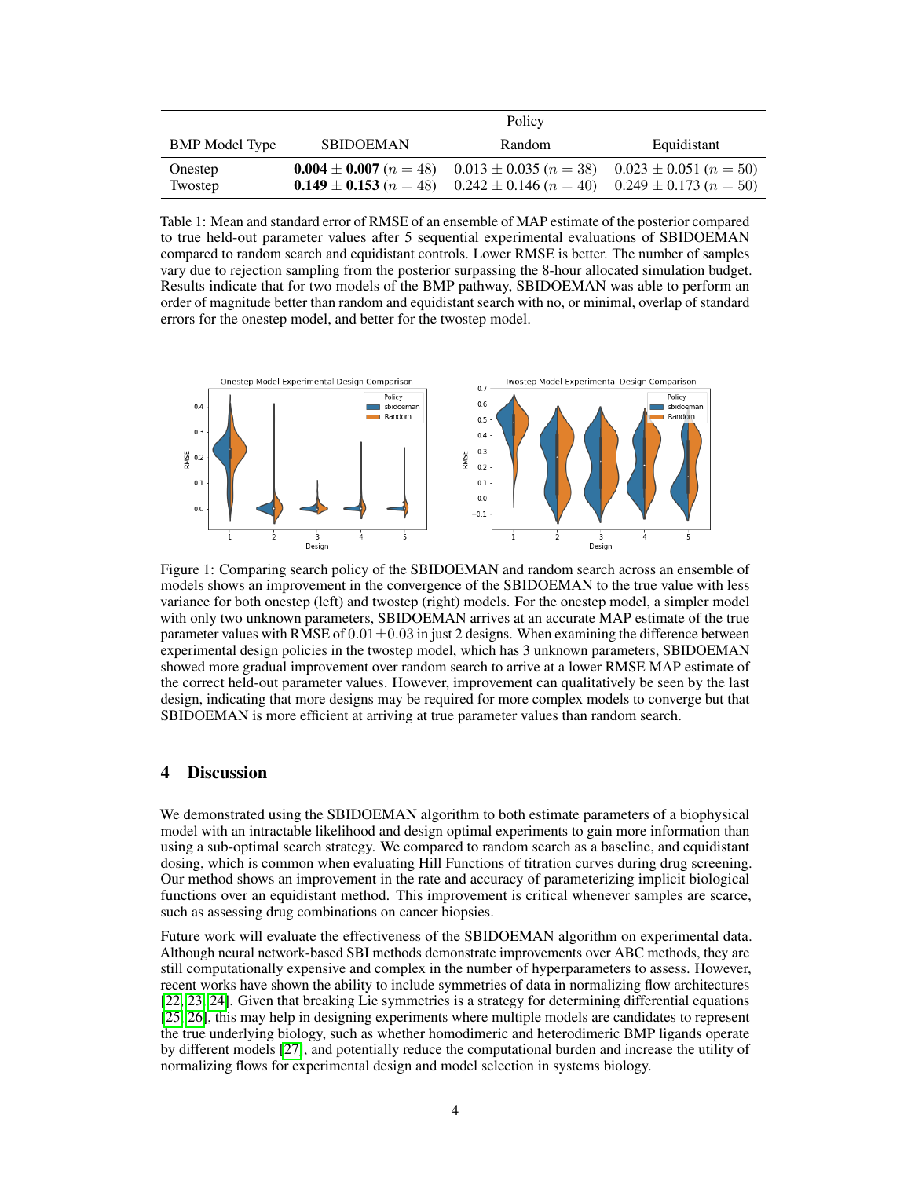| | Policy | | |
|---|---|---|---|
| BMP Model Type | SBIDOEMAN | Random | Equidistant |
| Onestep | **0.004** $\pm$ **0.007** $(n = 48)$ | $0.013 \pm 0.035$ $(n = 38)$ | $0.023 \pm 0.051$ $(n = 50)$ |
| Twostep | **0.149** $\pm$ **0.153** $(n = 48)$ | $0.242 \pm 0.146$ $(n = 40)$ | $0.249 \pm 0.173$ $(n = 50)$ |

Table 1: Mean and standard error of RMSE of an ensemble of MAP estimate of the posterior compared to true held-out parameter values after 5 sequential experimental evaluations of SBIDOEMAN compared to random search and equidistant controls. Lower RMSE is better. The number of samples vary due to rejection sampling from the posterior surpassing the 8-hour allocated simulation budget. Results indicate that for two models of the BMP pathway, SBIDOEMAN was able to perform an order of magnitude better than random and equidistant search with no, or minimal, overlap of standard errors for the onestep model, and better for the twostep model.

Figure 1: Comparing search policy of the SBIDOEMAN and random search across an ensemble of models shows an improvement in the convergence of the SBIDOEMAN to the true value with less variance for both onestep (left) and twostep (right) models. For the onestep model, a simpler model with only two unknown parameters, SBIDOEMAN arrives at an accurate MAP estimate of the true parameter values with RMSE of $0.01 \pm 0.03$ in just 2 designs. When examining the difference between experimental design policies in the twostep model, which has 3 unknown parameters, SBIDOEMAN showed more gradual improvement over random search to arrive at a lower RMSE MAP estimate of the correct held-out parameter values. However, improvement can qualitatively be seen by the last design, indicating that more designs may be required for more complex models to converge but that SBIDOEMAN is more efficient at arriving at true parameter values than random search.

# 4 Discussion

We demonstrated using the SBIDOEMAN algorithm to both estimate parameters of a biophysical model with an intractable likelihood and design optimal experiments to gain more information than using a sub-optimal search strategy. We compared to random search as a baseline, and equidistant dosing, which is common when evaluating Hill Functions of titration curves during drug screening. Our method shows an improvement in the rate and accuracy of parameterizing implicit biological functions over an equidistant method. This improvement is critical whenever samples are scarce, such as assessing drug combinations on cancer biopsies.

Future work will evaluate the effectiveness of the SBIDOEMAN algorithm on experimental data. Although neural network-based SBI methods demonstrate improvements over ABC methods, they are still computationally expensive and complex in the number of hyperparameters to assess. However, recent works have shown the ability to include symmetries of data in normalizing flow architectures [22, 23, 24]. Given that breaking Lie symmetries is a strategy for determining differential equations [25, 26], this may help in designing experiments where multiple models are candidates to represent the true underlying biology, such as whether homodimeric and heterodimeric BMP ligands operate by different models [27], and potentially reduce the computational burden and increase the utility of normalizing flows for experimental design and model selection in systems biology.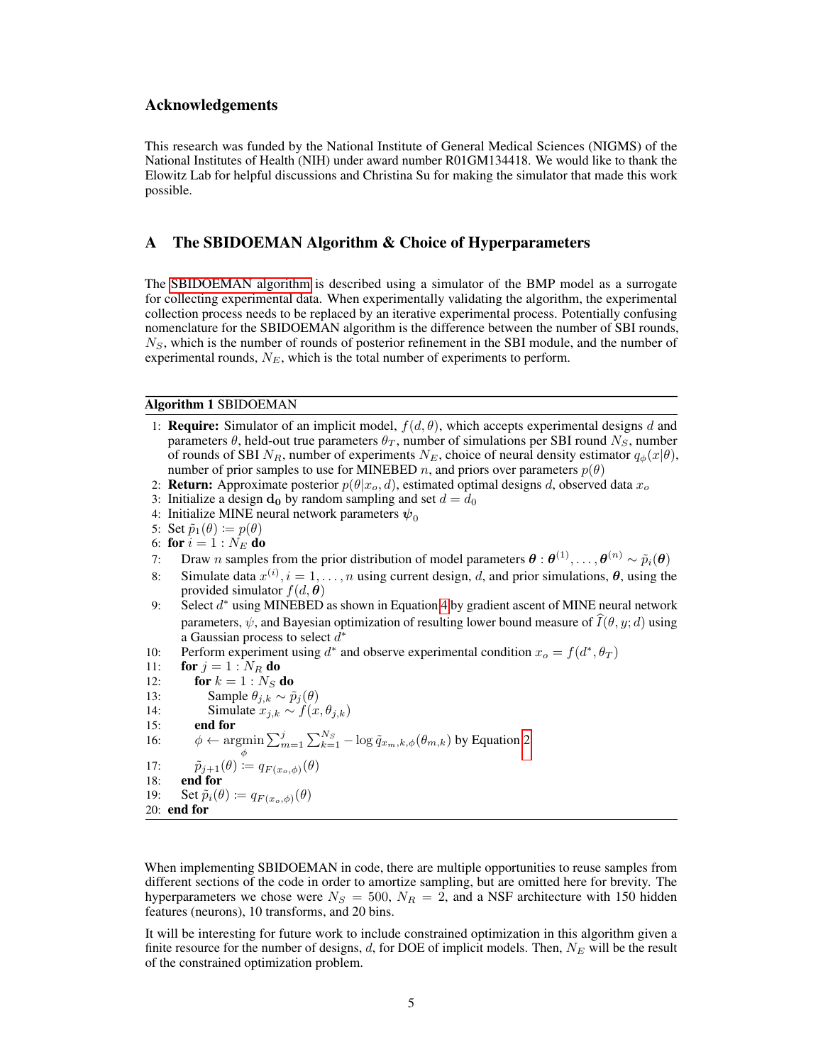## Acknowledgements

This research was funded by the National Institute of General Medical Sciences (NIGMS) of the National Institutes of Health (NIH) under award number R01GM134418. We would like to thank the Elowitz Lab for helpful discussions and Christina Su for making the simulator that made this work possible.

## A The SBIDOEMAN Algorithm & Choice of Hyperparameters

The SBIDOEMAN algorithm is described using a simulator of the BMP model as a surrogate for collecting experimental data. When experimentally validating the algorithm, the experimental collection process needs to be replaced by an iterative experimental process. Potentially confusing nomenclature for the SBIDOEMAN algorithm is the difference between the number of SBI rounds, $N_S$, which is the number of rounds of posterior refinement in the SBI module, and the number of experimental rounds, $N_E$, which is the total number of experiments to perform.

**Algorithm 1** SBIDOEMAN

1: **Require:** Simulator of an implicit model, $f(d, \theta)$, which accepts experimental designs $d$ and parameters $\theta$, held-out true parameters $\theta_T$, number of simulations per SBI round $N_S$, number of rounds of SBI $N_R$, number of experiments $N_E$, choice of neural density estimator $q_\phi(x|\theta)$, number of prior samples to use for MINEBED $n$, and priors over parameters $p(\theta)$
2: **Return:** Approximate posterior $p(\theta|x_o, d)$, estimated optimal designs $d$, observed data $x_o$
3: Initialize a design $\mathbf{d_0}$ by random sampling and set $d = d_0$
4: Initialize MINE neural network parameters $\boldsymbol{\psi}_0$
5: Set $\tilde{p}_1(\theta) \coloneqq p(\theta)$
6: **for** $i = 1 : N_E$ **do**
7: Draw $n$ samples from the prior distribution of model parameters $\boldsymbol{\theta} : \boldsymbol{\theta}^{(1)}, \ldots, \boldsymbol{\theta}^{(n)} \sim \tilde{p}_i(\boldsymbol{\theta})$
8: Simulate data $x^{(i)}, i = 1, \ldots, n$ using current design, $d$, and prior simulations, $\boldsymbol{\theta}$, using the provided simulator $f(d, \boldsymbol{\theta})$
9: Select $d^*$ using MINEBED as shown in Equation 4 by gradient ascent of MINE neural network parameters, $\psi$, and Bayesian optimization of resulting lower bound measure of $\widehat{I}(\theta, y; d)$ using a Gaussian process to select $d^*$
10: Perform experiment using $d^*$ and observe experimental condition $x_o = f(d^*, \theta_T)$
11: **for** $j = 1 : N_R$ **do**
12: **for** $k = 1 : N_S$ **do**
13: Sample $\theta_{j,k} \sim \tilde{p}_j(\theta)$
14: Simulate $x_{j,k} \sim f(x, \theta_{j,k})$
15: **end for**
16: $\phi \leftarrow \underset{\phi}{\operatorname{argmin}} \sum_{m=1}^{j} \sum_{k=1}^{N_S} -\log \tilde{q}_{x_m,k,\phi}(\theta_{m,k})$ by Equation 2
17: $\tilde{p}_{j+1}(\theta) \coloneqq q_{F(x_o,\phi)}(\theta)$
18: **end for**
19: Set $\tilde{p}_i(\theta) \coloneqq q_{F(x_o,\phi)}(\theta)$
20: **end for**

When implementing SBIDOEMAN in code, there are multiple opportunities to reuse samples from different sections of the code in order to amortize sampling, but are omitted here for brevity. The hyperparameters we chose were $N_S = 500$, $N_R = 2$, and a NSF architecture with 150 hidden features (neurons), 10 transforms, and 20 bins.

It will be interesting for future work to include constrained optimization in this algorithm given a finite resource for the number of designs, $d$, for DOE of implicit models. Then, $N_E$ will be the result of the constrained optimization problem.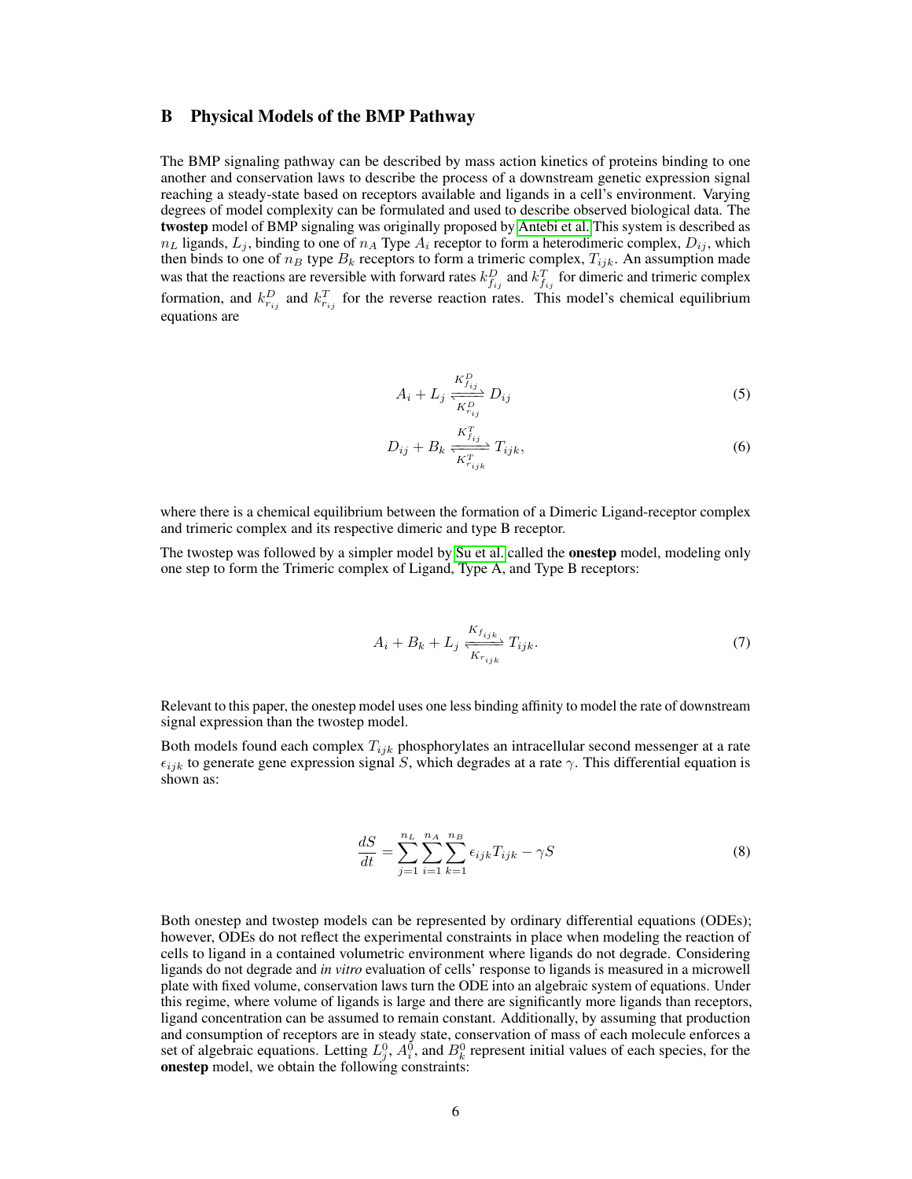## B Physical Models of the BMP Pathway

The BMP signaling pathway can be described by mass action kinetics of proteins binding to one another and conservation laws to describe the process of a downstream genetic expression signal reaching a steady-state based on receptors available and ligands in a cell's environment. Varying degrees of model complexity can be formulated and used to describe observed biological data. The **twostep** model of BMP signaling was originally proposed by Antebi et al. This system is described as $n_L$ ligands, $L_j$, binding to one of $n_A$ Type $A_i$ receptor to form a heterodimeric complex, $D_{ij}$, which then binds to one of $n_B$ type $B_k$ receptors to form a trimeric complex, $T_{ijk}$. An assumption made was that the reactions are reversible with forward rates $k^D_{f_{ij}}$ and $k^T_{f_{ij}}$ for dimeric and trimeric complex formation, and $k^D_{r_{ij}}$ and $k^T_{r_{ij}}$ for the reverse reaction rates. This model's chemical equilibrium equations are

$$A_i + L_j \underset{K^D_{r_{ij}}}{\overset{K^D_{f_{ij}}}{\rightleftharpoons}} D_{ij} \tag{5}$$

$$D_{ij} + B_k \underset{K^T_{r_{ijk}}}{\overset{K^T_{f_{ij}}}{\rightleftharpoons}} T_{ijk}, \tag{6}$$

where there is a chemical equilibrium between the formation of a Dimeric Ligand-receptor complex and trimeric complex and its respective dimeric and type B receptor.

The twostep was followed by a simpler model by Su et al. called the **onestep** model, modeling only one step to form the Trimeric complex of Ligand, Type A, and Type B receptors:

$$A_i + B_k + L_j \underset{K_{r_{ijk}}}{\overset{K_{f_{ijk}}}{\rightleftharpoons}} T_{ijk}. \tag{7}$$

Relevant to this paper, the onestep model uses one less binding affinity to model the rate of downstream signal expression than the twostep model.

Both models found each complex $T_{ijk}$ phosphorylates an intracellular second messenger at a rate $\epsilon_{ijk}$ to generate gene expression signal $S$, which degrades at a rate $\gamma$. This differential equation is shown as:

$$\frac{dS}{dt} = \sum_{j=1}^{n_L} \sum_{i=1}^{n_A} \sum_{k=1}^{n_B} \epsilon_{ijk} T_{ijk} - \gamma S \tag{8}$$

Both onestep and twostep models can be represented by ordinary differential equations (ODEs); however, ODEs do not reflect the experimental constraints in place when modeling the reaction of cells to ligand in a contained volumetric environment where ligands do not degrade. Considering ligands do not degrade and *in vitro* evaluation of cells' response to ligands is measured in a microwell plate with fixed volume, conservation laws turn the ODE into an algebraic system of equations. Under this regime, where volume of ligands is large and there are significantly more ligands than receptors, ligand concentration can be assumed to remain constant. Additionally, by assuming that production and consumption of receptors are in steady state, conservation of mass of each molecule enforces a set of algebraic equations. Letting $L^0_j$, $A^0_i$, and $B^0_k$ represent initial values of each species, for the **onestep** model, we obtain the following constraints: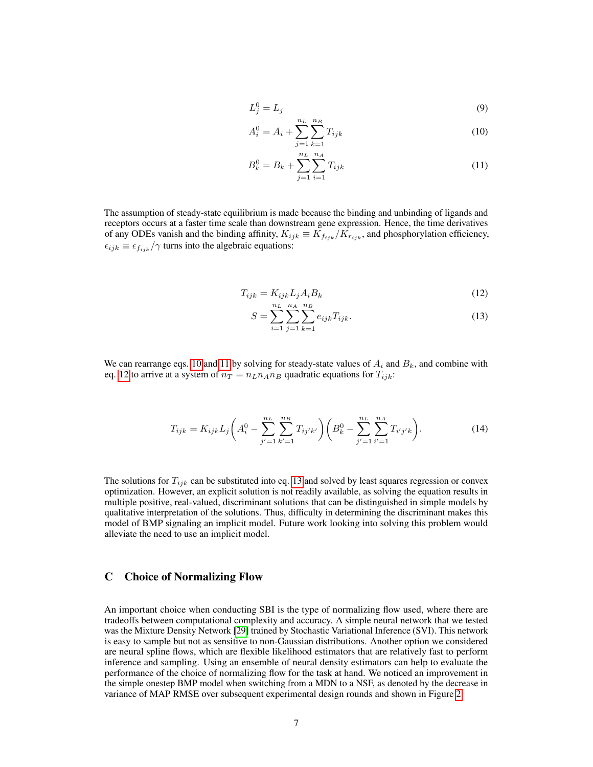$$L_j^0 = L_j \tag{9}$$

$$A_i^0 = A_i + \sum_{j=1}^{n_L} \sum_{k=1}^{n_B} T_{ijk} \tag{10}$$

$$B_k^0 = B_k + \sum_{j=1}^{n_L} \sum_{i=1}^{n_A} T_{ijk} \tag{11}$$

The assumption of steady-state equilibrium is made because the binding and unbinding of ligands and receptors occurs at a faster time scale than downstream gene expression. Hence, the time derivatives of any ODEs vanish and the binding affinity, $K_{ijk} \equiv K_{f_{ijk}}/K_{r_{ijk}}$, and phosphorylation efficiency, $\epsilon_{ijk} \equiv \epsilon_{f_{ijk}}/\gamma$ turns into the algebraic equations:

$$T_{ijk} = K_{ijk} L_j A_i B_k \tag{12}$$

$$S = \sum_{i=1}^{n_L} \sum_{j=1}^{n_A} \sum_{k=1}^{n_B} e_{ijk} T_{ijk}. \tag{13}$$

We can rearrange eqs. 10 and 11 by solving for steady-state values of $A_i$ and $B_k$, and combine with eq. 12 to arrive at a system of $n_T = n_L n_A n_B$ quadratic equations for $T_{ijk}$:

$$T_{ijk} = K_{ijk} L_j \left( A_i^0 - \sum_{j'=1}^{n_L} \sum_{k'=1}^{n_B} T_{ij'k'} \right) \left( B_k^0 - \sum_{j'=1}^{n_L} \sum_{i'=1}^{n_A} T_{i'j'k} \right). \tag{14}$$

The solutions for $T_{ijk}$ can be substituted into eq. 13 and solved by least squares regression or convex optimization. However, an explicit solution is not readily available, as solving the equation results in multiple positive, real-valued, discriminant solutions that can be distinguished in simple models by qualitative interpretation of the solutions. Thus, difficulty in determining the discriminant makes this model of BMP signaling an implicit model. Future work looking into solving this problem would alleviate the need to use an implicit model.

## C Choice of Normalizing Flow

An important choice when conducting SBI is the type of normalizing flow used, where there are tradeoffs between computational complexity and accuracy. A simple neural network that we tested was the Mixture Density Network [29] trained by Stochastic Variational Inference (SVI). This network is easy to sample but not as sensitive to non-Gaussian distributions. Another option we considered are neural spline flows, which are flexible likelihood estimators that are relatively fast to perform inference and sampling. Using an ensemble of neural density estimators can help to evaluate the performance of the choice of normalizing flow for the task at hand. We noticed an improvement in the simple onestep BMP model when switching from a MDN to a NSF, as denoted by the decrease in variance of MAP RMSE over subsequent experimental design rounds and shown in Figure 2.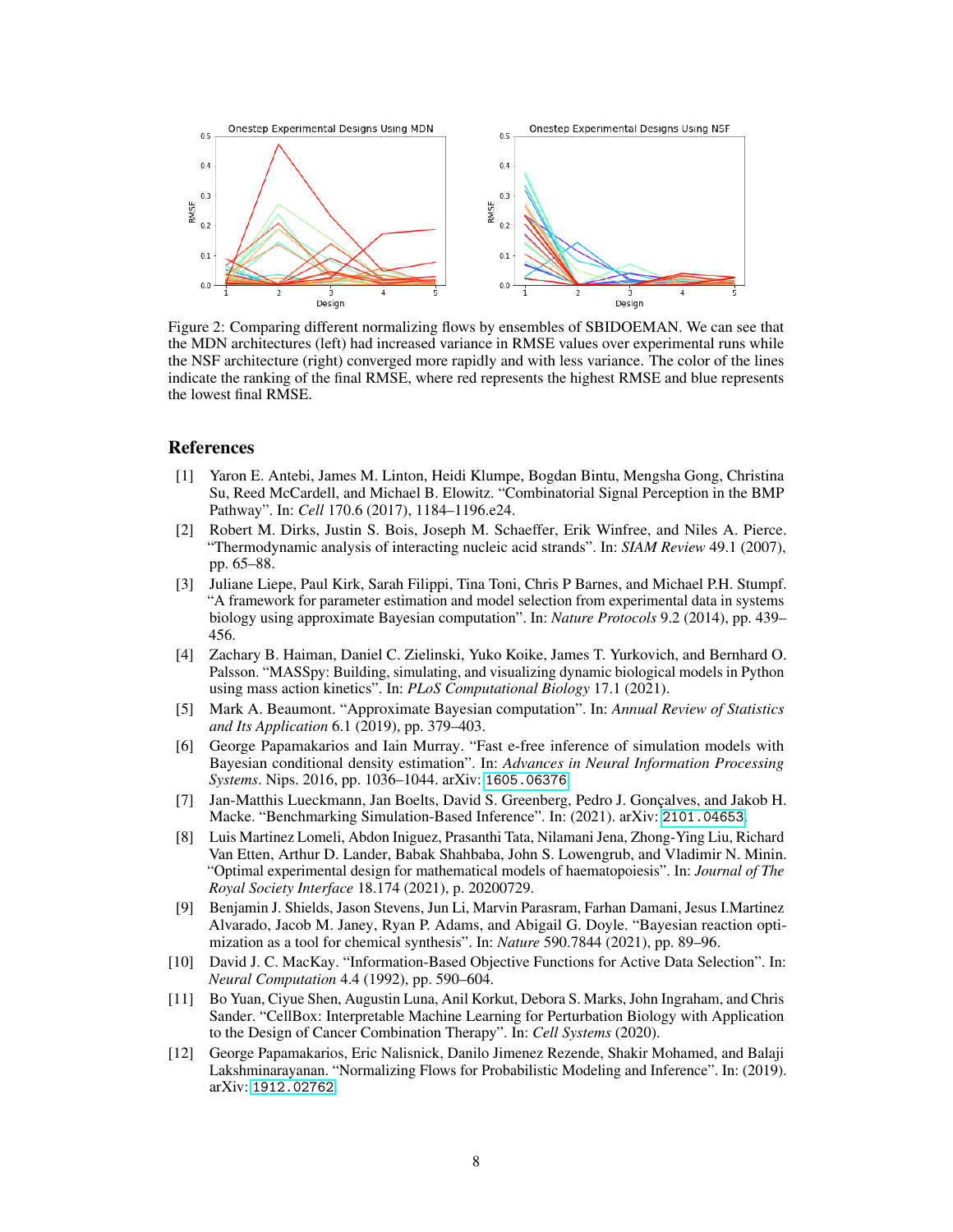Figure 2: Comparing different normalizing flows by ensembles of SBIDOEMAN. We can see that the MDN architectures (left) had increased variance in RMSE values over experimental runs while the NSF architecture (right) converged more rapidly and with less variance. The color of the lines indicate the ranking of the final RMSE, where red represents the highest RMSE and blue represents the lowest final RMSE.

## References

[1] Yaron E. Antebi, James M. Linton, Heidi Klumpe, Bogdan Bintu, Mengsha Gong, Christina Su, Reed McCardell, and Michael B. Elowitz. "Combinatorial Signal Perception in the BMP Pathway". In: *Cell* 170.6 (2017), 1184–1196.e24.

[2] Robert M. Dirks, Justin S. Bois, Joseph M. Schaeffer, Erik Winfree, and Niles A. Pierce. "Thermodynamic analysis of interacting nucleic acid strands". In: *SIAM Review* 49.1 (2007), pp. 65–88.

[3] Juliane Liepe, Paul Kirk, Sarah Filippi, Tina Toni, Chris P Barnes, and Michael P.H. Stumpf. "A framework for parameter estimation and model selection from experimental data in systems biology using approximate Bayesian computation". In: *Nature Protocols* 9.2 (2014), pp. 439–456.

[4] Zachary B. Haiman, Daniel C. Zielinski, Yuko Koike, James T. Yurkovich, and Bernhard O. Palsson. "MASSpy: Building, simulating, and visualizing dynamic biological models in Python using mass action kinetics". In: *PLoS Computational Biology* 17.1 (2021).

[5] Mark A. Beaumont. "Approximate Bayesian computation". In: *Annual Review of Statistics and Its Application* 6.1 (2019), pp. 379–403.

[6] George Papamakarios and Iain Murray. "Fast e-free inference of simulation models with Bayesian conditional density estimation". In: *Advances in Neural Information Processing Systems*. Nips. 2016, pp. 1036–1044. arXiv: 1605.06376.

[7] Jan-Matthis Lueckmann, Jan Boelts, David S. Greenberg, Pedro J. Gonçalves, and Jakob H. Macke. "Benchmarking Simulation-Based Inference". In: (2021). arXiv: 2101.04653.

[8] Luis Martinez Lomeli, Abdon Iniguez, Prasanthi Tata, Nilamani Jena, Zhong-Ying Liu, Richard Van Etten, Arthur D. Lander, Babak Shahbaba, John S. Lowengrub, and Vladimir N. Minin. "Optimal experimental design for mathematical models of haematopoiesis". In: *Journal of The Royal Society Interface* 18.174 (2021), p. 20200729.

[9] Benjamin J. Shields, Jason Stevens, Jun Li, Marvin Parasram, Farhan Damani, Jesus I.Martinez Alvarado, Jacob M. Janey, Ryan P. Adams, and Abigail G. Doyle. "Bayesian reaction optimization as a tool for chemical synthesis". In: *Nature* 590.7844 (2021), pp. 89–96.

[10] David J. C. MacKay. "Information-Based Objective Functions for Active Data Selection". In: *Neural Computation* 4.4 (1992), pp. 590–604.

[11] Bo Yuan, Ciyue Shen, Augustin Luna, Anil Korkut, Debora S. Marks, John Ingraham, and Chris Sander. "CellBox: Interpretable Machine Learning for Perturbation Biology with Application to the Design of Cancer Combination Therapy". In: *Cell Systems* (2020).

[12] George Papamakarios, Eric Nalisnick, Danilo Jimenez Rezende, Shakir Mohamed, and Balaji Lakshminarayanan. "Normalizing Flows for Probabilistic Modeling and Inference". In: (2019). arXiv: 1912.02762.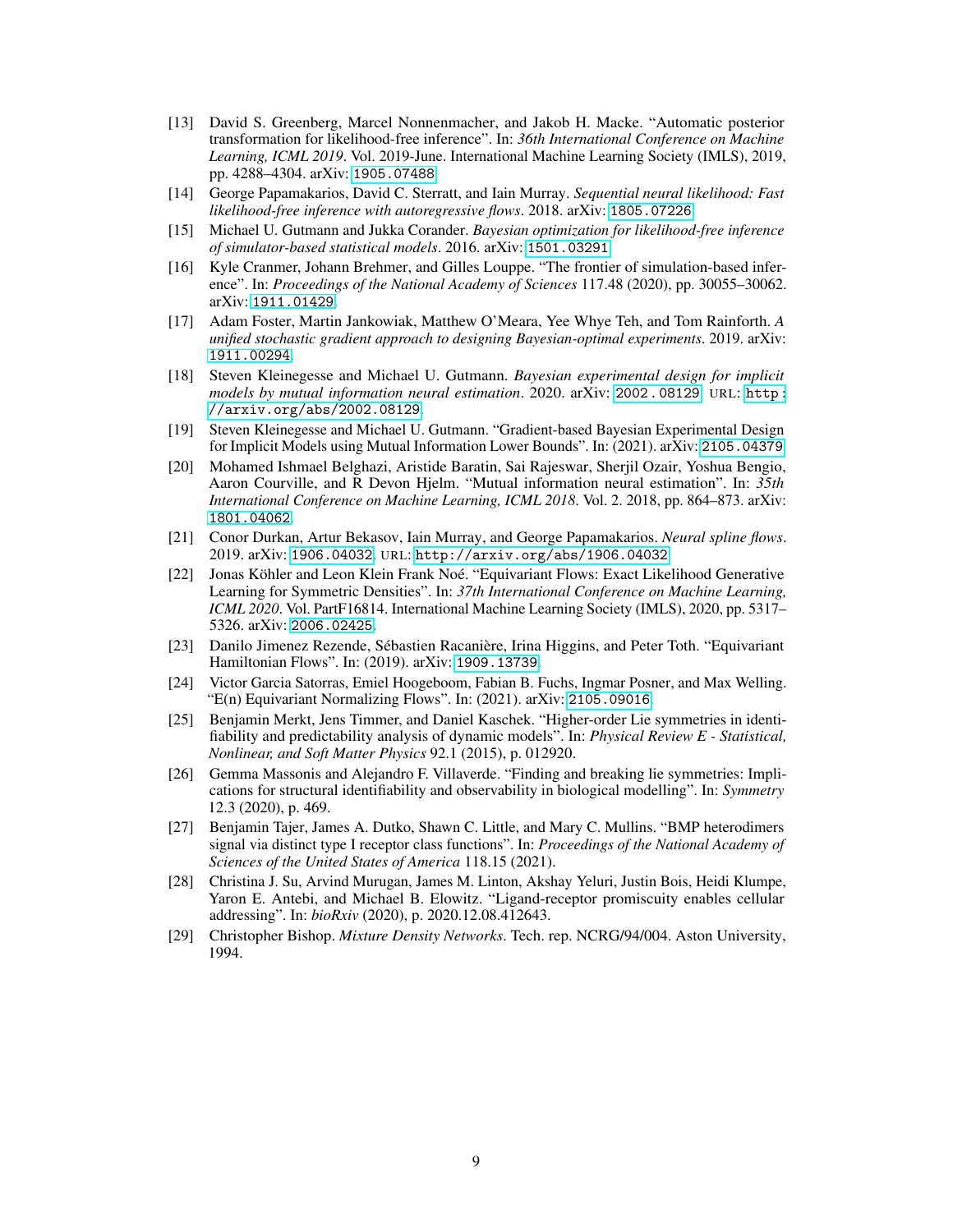[13] David S. Greenberg, Marcel Nonnenmacher, and Jakob H. Macke. "Automatic posterior transformation for likelihood-free inference". In: *36th International Conference on Machine Learning, ICML 2019*. Vol. 2019-June. International Machine Learning Society (IMLS), 2019, pp. 4288–4304. arXiv: 1905.07488.

[14] George Papamakarios, David C. Sterratt, and Iain Murray. *Sequential neural likelihood: Fast likelihood-free inference with autoregressive flows*. 2018. arXiv: 1805.07226.

[15] Michael U. Gutmann and Jukka Corander. *Bayesian optimization for likelihood-free inference of simulator-based statistical models*. 2016. arXiv: 1501.03291.

[16] Kyle Cranmer, Johann Brehmer, and Gilles Louppe. "The frontier of simulation-based inference". In: *Proceedings of the National Academy of Sciences* 117.48 (2020), pp. 30055–30062. arXiv: 1911.01429.

[17] Adam Foster, Martin Jankowiak, Matthew O'Meara, Yee Whye Teh, and Tom Rainforth. *A unified stochastic gradient approach to designing Bayesian-optimal experiments*. 2019. arXiv: 1911.00294.

[18] Steven Kleinegesse and Michael U. Gutmann. *Bayesian experimental design for implicit models by mutual information neural estimation*. 2020. arXiv: 2002.08129. URL: http://arxiv.org/abs/2002.08129.

[19] Steven Kleinegesse and Michael U. Gutmann. "Gradient-based Bayesian Experimental Design for Implicit Models using Mutual Information Lower Bounds". In: (2021). arXiv: 2105.04379.

[20] Mohamed Ishmael Belghazi, Aristide Baratin, Sai Rajeswar, Sherjil Ozair, Yoshua Bengio, Aaron Courville, and R Devon Hjelm. "Mutual information neural estimation". In: *35th International Conference on Machine Learning, ICML 2018*. Vol. 2. 2018, pp. 864–873. arXiv: 1801.04062.

[21] Conor Durkan, Artur Bekasov, Iain Murray, and George Papamakarios. *Neural spline flows*. 2019. arXiv: 1906.04032. URL: http://arxiv.org/abs/1906.04032.

[22] Jonas Köhler and Leon Klein Frank Noé. "Equivariant Flows: Exact Likelihood Generative Learning for Symmetric Densities". In: *37th International Conference on Machine Learning, ICML 2020*. Vol. PartF16814. International Machine Learning Society (IMLS), 2020, pp. 5317–5326. arXiv: 2006.02425.

[23] Danilo Jimenez Rezende, Sébastien Racanière, Irina Higgins, and Peter Toth. "Equivariant Hamiltonian Flows". In: (2019). arXiv: 1909.13739.

[24] Victor Garcia Satorras, Emiel Hoogeboom, Fabian B. Fuchs, Ingmar Posner, and Max Welling. "E(n) Equivariant Normalizing Flows". In: (2021). arXiv: 2105.09016.

[25] Benjamin Merkt, Jens Timmer, and Daniel Kaschek. "Higher-order Lie symmetries in identifiability and predictability analysis of dynamic models". In: *Physical Review E - Statistical, Nonlinear, and Soft Matter Physics* 92.1 (2015), p. 012920.

[26] Gemma Massonis and Alejandro F. Villaverde. "Finding and breaking lie symmetries: Implications for structural identifiability and observability in biological modelling". In: *Symmetry* 12.3 (2020), p. 469.

[27] Benjamin Tajer, James A. Dutko, Shawn C. Little, and Mary C. Mullins. "BMP heterodimers signal via distinct type I receptor class functions". In: *Proceedings of the National Academy of Sciences of the United States of America* 118.15 (2021).

[28] Christina J. Su, Arvind Murugan, James M. Linton, Akshay Yeluri, Justin Bois, Heidi Klumpe, Yaron E. Antebi, and Michael B. Elowitz. "Ligand-receptor promiscuity enables cellular addressing". In: *bioRxiv* (2020), p. 2020.12.08.412643.

[29] Christopher Bishop. *Mixture Density Networks*. Tech. rep. NCRG/94/004. Aston University, 1994.